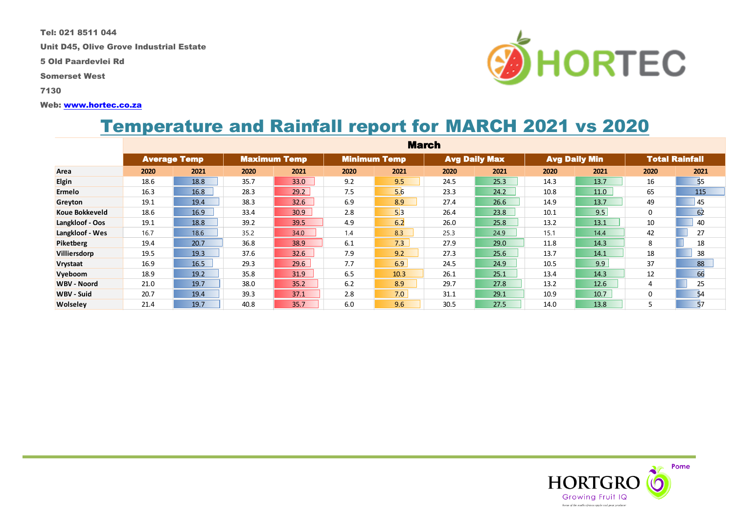Tel: 021 8511 044

Unit D45, Olive Grove Industrial Estate

5 Old Paardevlei Rd

Somerset West

7130

Web: www.hortec.co.za

# Temperature and Rainfall report for MARCH 2021 vs 2020

| | March | | | | | | | | | | | |
|---|---|---|---|---|---|---|---|---|---|---|---|---|
| | Average Temp | | Maximum Temp | | Minimum Temp | | Avg Daily Max | | Avg Daily Min | | Total Rainfall | |
| Area | 2020 | 2021 | 2020 | 2021 | 2020 | 2021 | 2020 | 2021 | 2020 | 2021 | 2020 | 2021 |
| Elgin | 18.6 | 18.8 | 35.7 | 33.0 | 9.2 | 9.5 | 24.5 | 25.3 | 14.3 | 13.7 | 16 | 55 |
| Ermelo | 16.3 | 16.8 | 28.3 | 29.2 | 7.5 | 5.6 | 23.3 | 24.2 | 10.8 | 11.0 | 65 | 115 |
| Greyton | 19.1 | 19.4 | 38.3 | 32.6 | 6.9 | 8.9 | 27.4 | 26.6 | 14.9 | 13.7 | 49 | 45 |
| Koue Bokkeveld | 18.6 | 16.9 | 33.4 | 30.9 | 2.8 | 5.3 | 26.4 | 23.8 | 10.1 | 9.5 | 0 | 62 |
| Langkloof - Oos | 19.1 | 18.8 | 39.2 | 39.5 | 4.9 | 6.2 | 26.0 | 25.8 | 13.2 | 13.1 | 10 | 40 |
| Langkloof - Wes | 16.7 | 18.6 | 35.2 | 34.0 | 1.4 | 8.3 | 25.3 | 24.9 | 15.1 | 14.4 | 42 | 27 |
| Piketberg | 19.4 | 20.7 | 36.8 | 38.9 | 6.1 | 7.3 | 27.9 | 29.0 | 11.8 | 14.3 | 8 | 18 |
| Villiersdorp | 19.5 | 19.3 | 37.6 | 32.6 | 7.9 | 9.2 | 27.3 | 25.6 | 13.7 | 14.1 | 18 | 38 |
| Vrystaat | 16.9 | 16.5 | 29.3 | 29.6 | 7.7 | 6.9 | 24.5 | 24.9 | 10.5 | 9.9 | 37 | 88 |
| Vyeboom | 18.9 | 19.2 | 35.8 | 31.9 | 6.5 | 10.3 | 26.1 | 25.1 | 13.4 | 14.3 | 12 | 66 |
| WBV - Noord | 21.0 | 19.7 | 38.0 | 35.2 | 6.2 | 8.9 | 29.7 | 27.8 | 13.2 | 12.6 | 4 | 25 |
| WBV - Suid | 20.7 | 19.4 | 39.3 | 37.1 | 2.8 | 7.0 | 31.1 | 29.1 | 10.9 | 10.7 | 0 | 54 |
| Wolseley | 21.4 | 19.7 | 40.8 | 35.7 | 6.0 | 9.6 | 30.5 | 27.5 | 14.0 | 13.8 | 5 | 57 |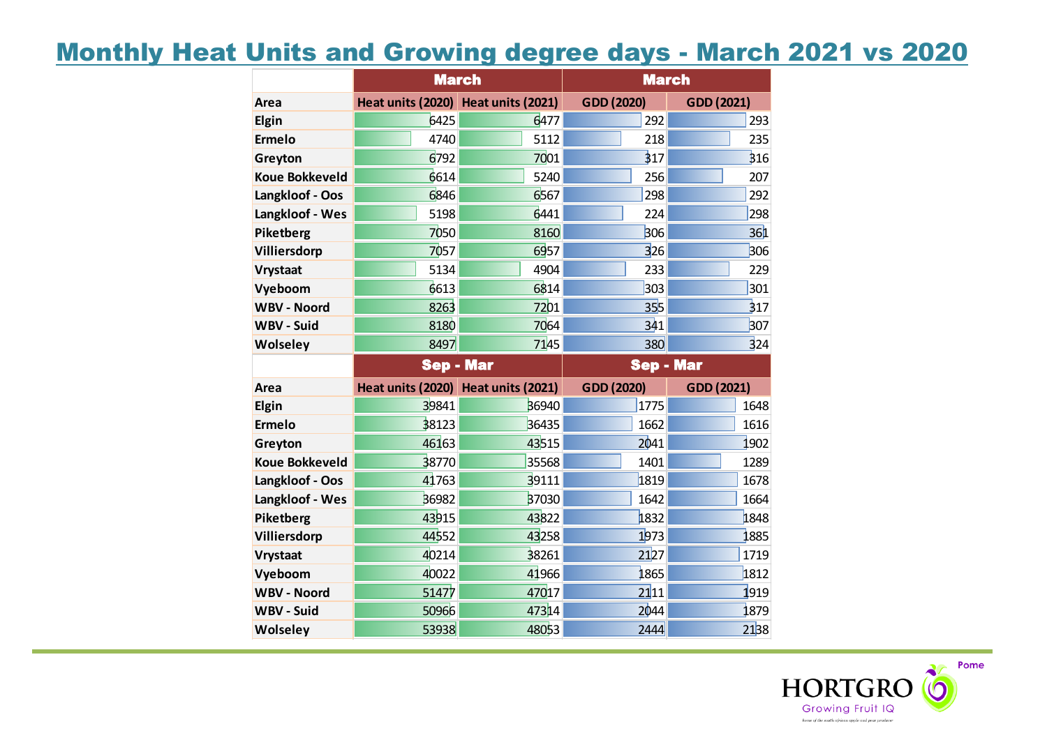# Monthly Heat Units and Growing degree days - March 2021 vs 2020

| | March | | March | |
|---|---|---|---|---|
| Area | Heat units (2020) | Heat units (2021) | GDD (2020) | GDD (2021) |
| Elgin | 6425 | 6477 | 292 | 293 |
| Ermelo | 4740 | 5112 | 218 | 235 |
| Greyton | 6792 | 7001 | 317 | 316 |
| Koue Bokkeveld | 6614 | 5240 | 256 | 207 |
| Langkloof - Oos | 6846 | 6567 | 298 | 292 |
| Langkloof - Wes | 5198 | 6441 | 224 | 298 |
| Piketberg | 7050 | 8160 | 306 | 361 |
| Villiersdorp | 7057 | 6957 | 326 | 306 |
| Vrystaat | 5134 | 4904 | 233 | 229 |
| Vyeboom | 6613 | 6814 | 303 | 301 |
| WBV - Noord | 8263 | 7201 | 355 | 317 |
| WBV - Suid | 8180 | 7064 | 341 | 307 |
| Wolseley | 8497 | 7145 | 380 | 324 |

| | Sep - Mar | | Sep - Mar | |
|---|---|---|---|---|
| Area | Heat units (2020) | Heat units (2021) | GDD (2020) | GDD (2021) |
| Elgin | 39841 | 36940 | 1775 | 1648 |
| Ermelo | 38123 | 36435 | 1662 | 1616 |
| Greyton | 46163 | 43515 | 2041 | 1902 |
| Koue Bokkeveld | 38770 | 35568 | 1401 | 1289 |
| Langkloof - Oos | 41763 | 39111 | 1819 | 1678 |
| Langkloof - Wes | 36982 | 37030 | 1642 | 1664 |
| Piketberg | 43915 | 43822 | 1832 | 1848 |
| Villiersdorp | 44552 | 43258 | 1973 | 1885 |
| Vrystaat | 40214 | 38261 | 2127 | 1719 |
| Vyeboom | 40022 | 41966 | 1865 | 1812 |
| WBV - Noord | 51477 | 47017 | 2111 | 1919 |
| WBV - Suid | 50966 | 47314 | 2044 | 1879 |
| Wolseley | 53938 | 48053 | 2444 | 2138 |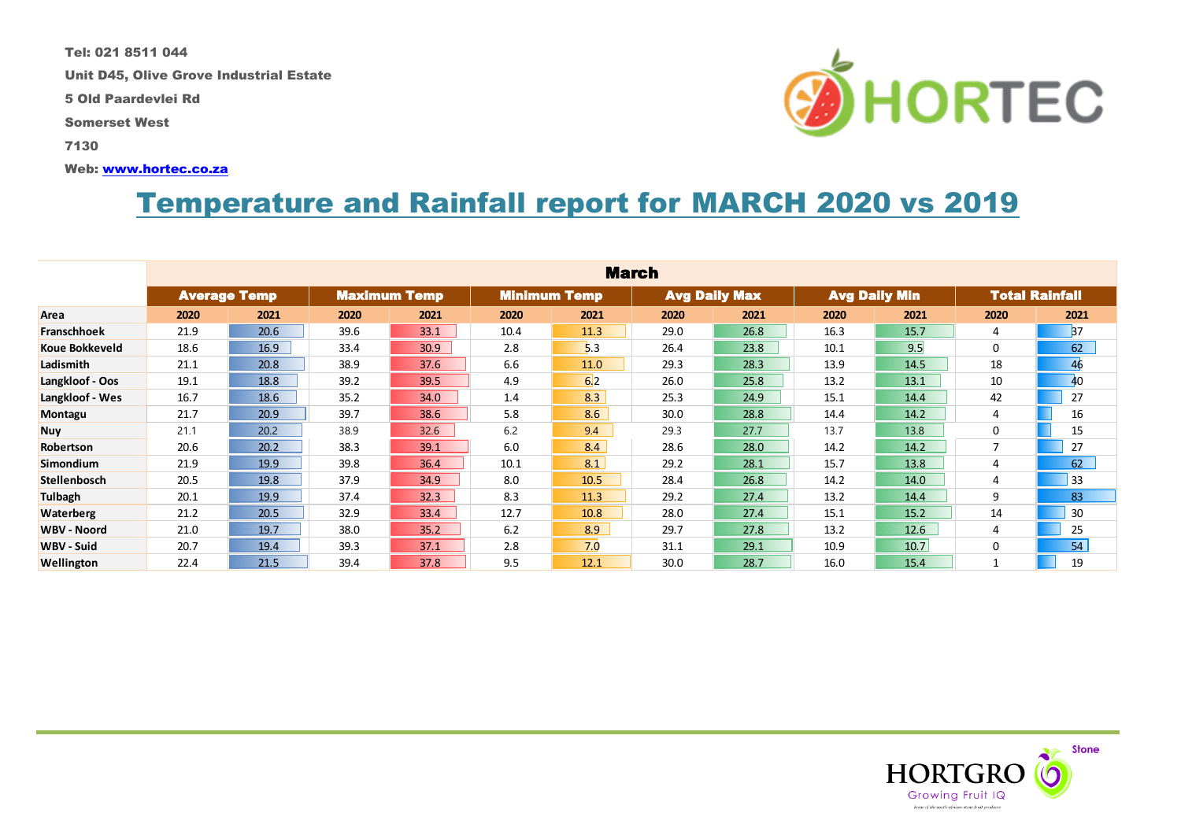Tel: 021 8511 044

Unit D45, Olive Grove Industrial Estate

5 Old Paardevlei Rd

Somerset West

7130

Web: [www.hortec.co.za](http://www.hortec.co.za)

# Temperature and Rainfall report for MARCH 2020 vs 2019

| | March | | | | | | | | | | | |
|---|---|---|---|---|---|---|---|---|---|---|---|---|
| | Average Temp | | Maximum Temp | | Minimum Temp | | Avg Daily Max | | Avg Daily Min | | Total Rainfall | |
| Area | 2020 | 2021 | 2020 | 2021 | 2020 | 2021 | 2020 | 2021 | 2020 | 2021 | 2020 | 2021 |
| Franschhoek | 21.9 | 20.6 | 39.6 | 33.1 | 10.4 | 11.3 | 29.0 | 26.8 | 16.3 | 15.7 | 4 | 37 |
| Koue Bokkeveld | 18.6 | 16.9 | 33.4 | 30.9 | 2.8 | 5.3 | 26.4 | 23.8 | 10.1 | 9.5 | 0 | 62 |
| Ladismith | 21.1 | 20.8 | 38.9 | 37.6 | 6.6 | 11.0 | 29.3 | 28.3 | 13.9 | 14.5 | 18 | 46 |
| Langkloof - Oos | 19.1 | 18.8 | 39.2 | 39.5 | 4.9 | 6.2 | 26.0 | 25.8 | 13.2 | 13.1 | 10 | 40 |
| Langkloof - Wes | 16.7 | 18.6 | 35.2 | 34.0 | 1.4 | 8.3 | 25.3 | 24.9 | 15.1 | 14.4 | 42 | 27 |
| Montagu | 21.7 | 20.9 | 39.7 | 38.6 | 5.8 | 8.6 | 30.0 | 28.8 | 14.4 | 14.2 | 4 | 16 |
| Nuy | 21.1 | 20.2 | 38.9 | 32.6 | 6.2 | 9.4 | 29.3 | 27.7 | 13.7 | 13.8 | 0 | 15 |
| Robertson | 20.6 | 20.2 | 38.3 | 39.1 | 6.0 | 8.4 | 28.6 | 28.0 | 14.2 | 14.2 | 7 | 27 |
| Simondium | 21.9 | 19.9 | 39.8 | 36.4 | 10.1 | 8.1 | 29.2 | 28.1 | 15.7 | 13.8 | 4 | 62 |
| Stellenbosch | 20.5 | 19.8 | 37.9 | 34.9 | 8.0 | 10.5 | 28.4 | 26.8 | 14.2 | 14.0 | 4 | 33 |
| Tulbagh | 20.1 | 19.9 | 37.4 | 32.3 | 8.3 | 11.3 | 29.2 | 27.4 | 13.2 | 14.4 | 9 | 83 |
| Waterberg | 21.2 | 20.5 | 32.9 | 33.4 | 12.7 | 10.8 | 28.0 | 27.4 | 15.1 | 15.2 | 14 | 30 |
| WBV - Noord | 21.0 | 19.7 | 38.0 | 35.2 | 6.2 | 8.9 | 29.7 | 27.8 | 13.2 | 12.6 | 4 | 25 |
| WBV - Suid | 20.7 | 19.4 | 39.3 | 37.1 | 2.8 | 7.0 | 31.1 | 29.1 | 10.9 | 10.7 | 0 | 54 |
| Wellington | 22.4 | 21.5 | 39.4 | 37.8 | 9.5 | 12.1 | 30.0 | 28.7 | 16.0 | 15.4 | 1 | 19 |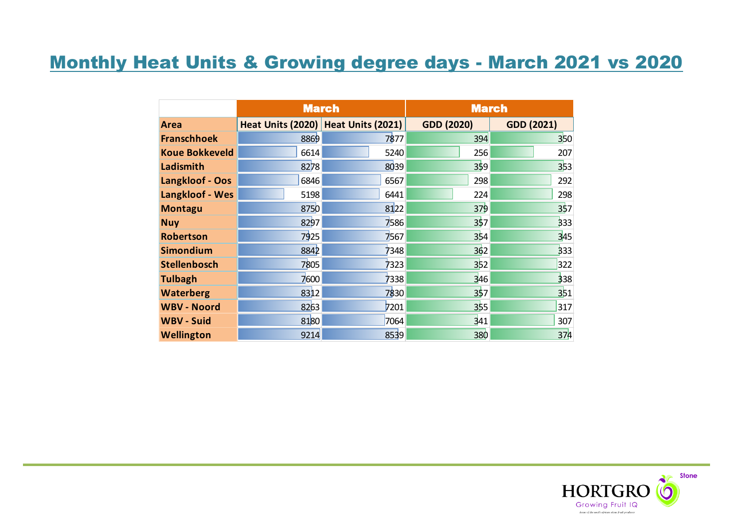# Monthly Heat Units & Growing degree days - March 2021 vs 2020

| | March | | March | |
|---|---|---|---|---|
| **Area** | **Heat Units (2020)** | **Heat Units (2021)** | **GDD (2020)** | **GDD (2021)** |
| **Franschhoek** | 8869 | 7877 | 394 | 350 |
| **Koue Bokkeveld** | 6614 | 5240 | 256 | 207 |
| **Ladismith** | 8278 | 8039 | 359 | 353 |
| **Langkloof - Oos** | 6846 | 6567 | 298 | 292 |
| **Langkloof - Wes** | 5198 | 6441 | 224 | 298 |
| **Montagu** | 8750 | 8122 | 379 | 357 |
| **Nuy** | 8297 | 7586 | 357 | 333 |
| **Robertson** | 7925 | 7567 | 354 | 345 |
| **Simondium** | 8842 | 7348 | 362 | 333 |
| **Stellenbosch** | 7805 | 7323 | 352 | 322 |
| **Tulbagh** | 7600 | 7338 | 346 | 338 |
| **Waterberg** | 8312 | 7830 | 357 | 351 |
| **WBV - Noord** | 8263 | 7201 | 355 | 317 |
| **WBV - Suid** | 8180 | 7064 | 341 | 307 |
| **Wellington** | 9214 | 8539 | 380 | 374 |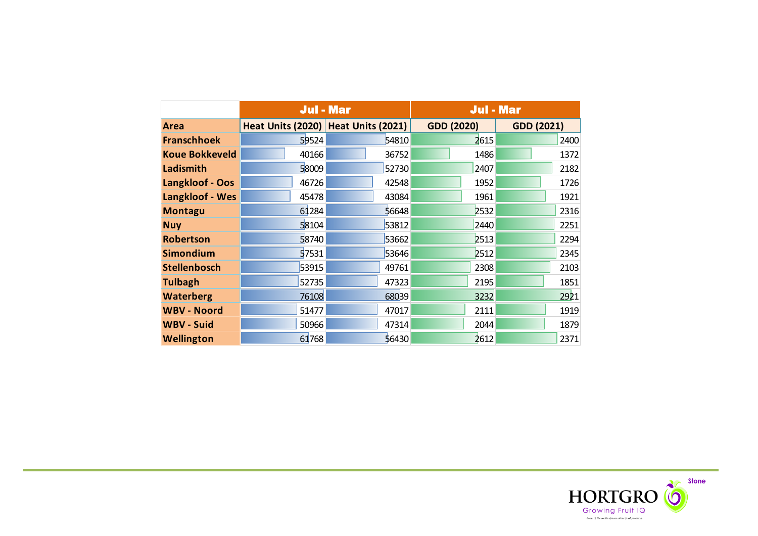| | Jul - Mar | | Jul - Mar | |
|---|---|---|---|---|
| **Area** | **Heat Units (2020)** | **Heat Units (2021)** | **GDD (2020)** | **GDD (2021)** |
| **Franschhoek** | 59524 | 54810 | 2615 | 2400 |
| **Koue Bokkeveld** | 40166 | 36752 | 1486 | 1372 |
| **Ladismith** | 58009 | 52730 | 2407 | 2182 |
| **Langkloof - Oos** | 46726 | 42548 | 1952 | 1726 |
| **Langkloof - Wes** | 45478 | 43084 | 1961 | 1921 |
| **Montagu** | 61284 | 56648 | 2532 | 2316 |
| **Nuy** | 58104 | 53812 | 2440 | 2251 |
| **Robertson** | 58740 | 53662 | 2513 | 2294 |
| **Simondium** | 57531 | 53646 | 2512 | 2345 |
| **Stellenbosch** | 53915 | 49761 | 2308 | 2103 |
| **Tulbagh** | 52735 | 47323 | 2195 | 1851 |
| **Waterberg** | 76108 | 68039 | 3232 | 2921 |
| **WBV - Noord** | 51477 | 47017 | 2111 | 1919 |
| **WBV - Suid** | 50966 | 47314 | 2044 | 1879 |
| **Wellington** | 61768 | 56430 | 2612 | 2371 |

HORTGRO Stone

Growing Fruit IQ